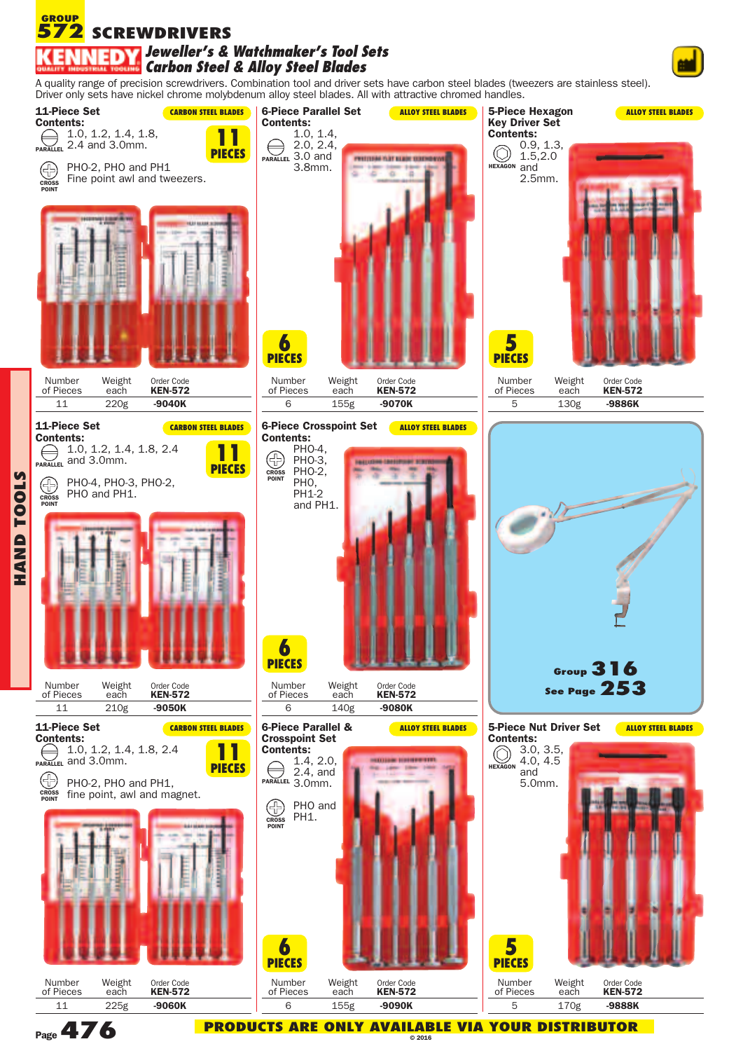# GROUP 572 SCREWDRIVERS

## KENNEDY — Jeweller's & Watchmaker's Tool Sets — Carbon Steel & Alloy Steel Blades

A quality range of precision screwdrivers. Combination tool and driver sets have carbon steel blades (tweezers are stainless steel). Driver only sets have nickel chrome molybdenum alloy steel blades. All with attractive chromed handles.

### 11-Piece Set — CARBON STEEL BLADES

**Contents:**
- PARALLEL: 1.0, 1.2, 1.4, 1.8, 2.4 and 3.0mm.
- CROSS POINT: PHO-2, PHO and PH1. Fine point awl and tweezers.

11 PIECES

| Number of Pieces | Weight each | Order Code KEN-572 |
|---|---|---|
| 11 | 220g | -9040K |

### 6-Piece Parallel Set — ALLOY STEEL BLADES

**Contents:**
- PARALLEL: 1.0, 1.4, 2.0, 2.4, 3.0 and 3.8mm.

6 PIECES

| Number of Pieces | Weight each | Order Code KEN-572 |
|---|---|---|
| 6 | 155g | -9070K |

### 5-Piece Hexagon Key Driver Set — ALLOY STEEL BLADES

**Contents:**
- HEXAGON: 0.9, 1.3, 1.5,2.0 and 2.5mm.

5 PIECES

| Number of Pieces | Weight each | Order Code KEN-572 |
|---|---|---|
| 5 | 130g | -9886K |

### 11-Piece Set — CARBON STEEL BLADES

**Contents:**
- PARALLEL: 1.0, 1.2, 1.4, 1.8, 2.4 and 3.0mm.
- CROSS POINT: PHO-4, PHO-3, PHO-2, PHO and PH1.

11 PIECES

| Number of Pieces | Weight each | Order Code KEN-572 |
|---|---|---|
| 11 | 210g | -9050K |

### 6-Piece Crosspoint Set — ALLOY STEEL BLADES

**Contents:**
- CROSS POINT: PHO-4, PHO-3, PHO-2, PHO, PH1-2 and PH1.

6 PIECES

| Number of Pieces | Weight each | Order Code KEN-572 |
|---|---|---|
| 6 | 140g | -9080K |

Group 316 See Page 253

### 11-Piece Set — CARBON STEEL BLADES

**Contents:**
- PARALLEL: 1.0, 1.2, 1.4, 1.8, 2.4 and 3.0mm.
- CROSS POINT: PHO-2, PHO and PH1, fine point, awl and magnet.

11 PIECES

| Number of Pieces | Weight each | Order Code KEN-572 |
|---|---|---|
| 11 | 225g | -9060K |

### 6-Piece Parallel & Crosspoint Set — ALLOY STEEL BLADES

**Contents:**
- PARALLEL: 1.4, 2.0, 2.4, and 3.0mm.
- CROSS POINT: PHO and PH1.

6 PIECES

| Number of Pieces | Weight each | Order Code KEN-572 |
|---|---|---|
| 6 | 155g | -9090K |

### 5-Piece Nut Driver Set — ALLOY STEEL BLADES

**Contents:**
- HEXAGON: 3.0, 3.5, 4.0, 4.5 and 5.0mm.

5 PIECES

| Number of Pieces | Weight each | Order Code KEN-572 |
|---|---|---|
| 5 | 170g | -9888K |

PRODUCTS ARE ONLY AVAILABLE VIA YOUR DISTRIBUTOR

© 2016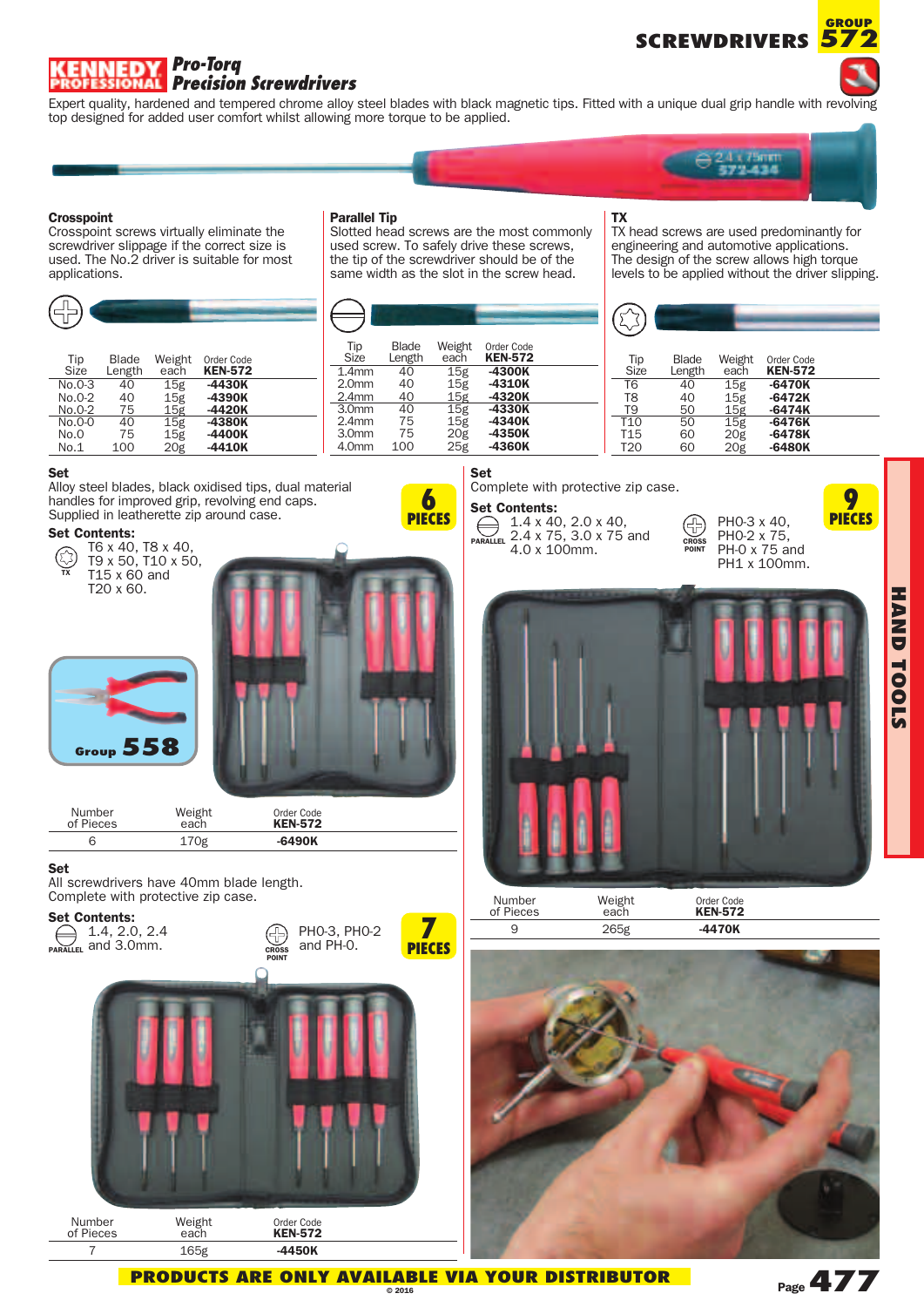# SCREWDRIVERS GROUP 572

## KENNEDY PROFESSIONAL *Pro-Torq Precision Screwdrivers*

Expert quality, hardened and tempered chrome alloy steel blades with black magnetic tips. Fitted with a unique dual grip handle with revolving top designed for added user comfort whilst allowing more torque to be applied.

### Crosspoint

Crosspoint screws virtually eliminate the screwdriver slippage if the correct size is used. The No.2 driver is suitable for most applications.

| Tip Size | Blade Length | Weight each | Order Code KEN-572 |
|---|---|---|---|
| No.0-3 | 40 | 15g | -4430K |
| No.0-2 | 40 | 15g | -4390K |
| No.0-2 | 75 | 15g | -4420K |
| No.0-0 | 40 | 15g | -4380K |
| No.0 | 75 | 15g | -4400K |
| No.1 | 100 | 20g | -4410K |

### Parallel Tip

Slotted head screws are the most commonly used screw. To safely drive these screws, the tip of the screwdriver should be of the same width as the slot in the screw head.

| Tip Size | Blade Length | Weight each | Order Code KEN-572 |
|---|---|---|---|
| 1.4mm | 40 | 15g | -4300K |
| 2.0mm | 40 | 15g | -4310K |
| 2.4mm | 40 | 15g | -4320K |
| 3.0mm | 40 | 15g | -4330K |
| 2.4mm | 75 | 15g | -4340K |
| 3.0mm | 75 | 20g | -4350K |
| 4.0mm | 100 | 25g | -4360K |

### TX

TX head screws are used predominantly for engineering and automotive applications. The design of the screw allows high torque levels to be applied without the driver slipping.

| Tip Size | Blade Length | Weight each | Order Code KEN-572 |
|---|---|---|---|
| T6 | 40 | 15g | -6470K |
| T8 | 40 | 15g | -6472K |
| T9 | 50 | 15g | -6474K |
| T10 | 50 | 15g | -6476K |
| T15 | 60 | 20g | -6478K |
| T20 | 60 | 20g | -6480K |

### Set

Alloy steel blades, black oxidised tips, dual material handles for improved grip, revolving end caps. Supplied in leatherette zip around case.

**6 PIECES**

**Set Contents:**

TX: T6 x 40, T8 x 40, T9 x 50, T10 x 50, T15 x 60 and T20 x 60.

Group 558

| Number of Pieces | Weight each | Order Code KEN-572 |
|---|---|---|
| 6 | 170g | -6490K |

### Set

All screwdrivers have 40mm blade length. Complete with protective zip case.

**7 PIECES**

**Set Contents:**

PARALLEL: 1.4, 2.0, 2.4 and 3.0mm.

CROSS POINT: PH0-3, PH0-2 and PH-0.

| Number of Pieces | Weight each | Order Code KEN-572 |
|---|---|---|
| 7 | 165g | -4450K |

### Set

Complete with protective zip case.

**9 PIECES**

**Set Contents:**

PARALLEL: 1.4 x 40, 2.0 x 40, 2.4 x 75, 3.0 x 75 and 4.0 x 100mm.

CROSS POINT: PH0-3 x 40, PH0-2 x 75, PH-0 x 75 and PH1 x 100mm.

| Number of Pieces | Weight each | Order Code KEN-572 |
|---|---|---|
| 9 | 265g | -4470K |

HAND TOOLS

PRODUCTS ARE ONLY AVAILABLE VIA YOUR DISTRIBUTOR

© 2016